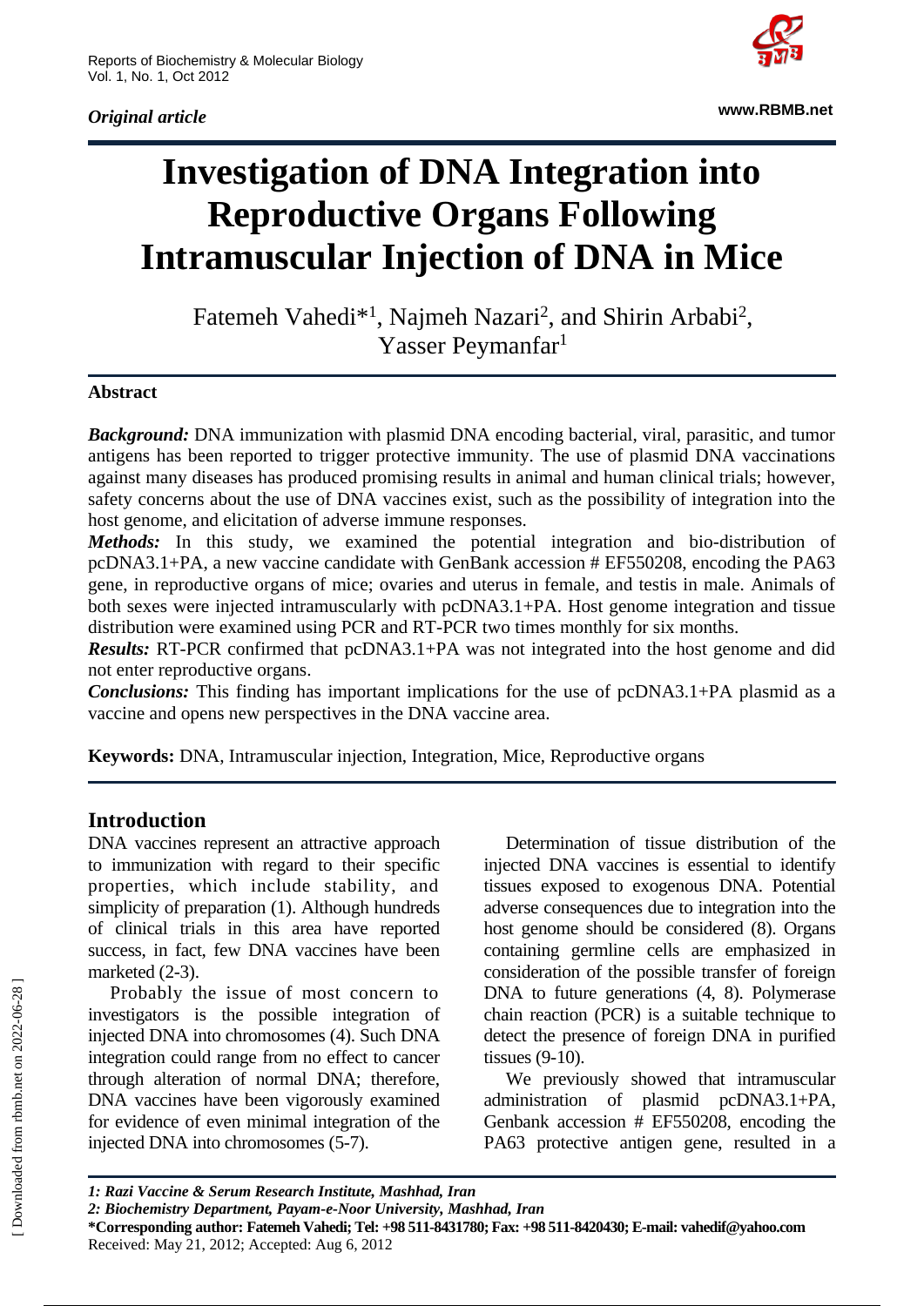*Original article*

# Investigation of DNA Integration into Reproductive Organs Following Intramuscular Injection of DNA in Mice

Fatemeh Vahedi*[1], Najmeh Nazari[2], and Shirin Arbabi[2], Yasser Peymanfar[1]

## Abstract

***Background:*** DNA immunization with plasmid DNA encoding bacterial, viral, parasitic, and tumor antigens has been reported to trigger protective immunity. The use of plasmid DNA vaccinations against many diseases has produced promising results in animal and human clinical trials; however, safety concerns about the use of DNA vaccines exist, such as the possibility of integration into the host genome, and elicitation of adverse immune responses.

***Methods:*** In this study, we examined the potential integration and bio-distribution of pcDNA3.1+PA, a new vaccine candidate with GenBank accession # EF550208, encoding the PA63 gene, in reproductive organs of mice; ovaries and uterus in female, and testis in male. Animals of both sexes were injected intramuscularly with pcDNA3.1+PA. Host genome integration and tissue distribution were examined using PCR and RT-PCR two times monthly for six months.

***Results:*** RT-PCR confirmed that pcDNA3.1+PA was not integrated into the host genome and did not enter reproductive organs.

***Conclusions:*** This finding has important implications for the use of pcDNA3.1+PA plasmid as a vaccine and opens new perspectives in the DNA vaccine area.

**Keywords:** DNA, Intramuscular injection, Integration, Mice, Reproductive organs

## Introduction

DNA vaccines represent an attractive approach to immunization with regard to their specific properties, which include stability, and simplicity of preparation (1). Although hundreds of clinical trials in this area have reported success, in fact, few DNA vaccines have been marketed (2-3).

Probably the issue of most concern to investigators is the possible integration of injected DNA into chromosomes (4). Such DNA integration could range from no effect to cancer through alteration of normal DNA; therefore, DNA vaccines have been vigorously examined for evidence of even minimal integration of the injected DNA into chromosomes (5-7).

Determination of tissue distribution of the injected DNA vaccines is essential to identify tissues exposed to exogenous DNA. Potential adverse consequences due to integration into the host genome should be considered (8). Organs containing germline cells are emphasized in consideration of the possible transfer of foreign DNA to future generations (4, 8). Polymerase chain reaction (PCR) is a suitable technique to detect the presence of foreign DNA in purified tissues (9-10).

We previously showed that intramuscular administration of plasmid pcDNA3.1+PA, Genbank accession # EF550208, encoding the PA63 protective antigen gene, resulted in a

*1: Razi Vaccine & Serum Research Institute, Mashhad, Iran*

*2: Biochemistry Department, Payam-e-Noor University, Mashhad, Iran*

**\*Corresponding author: Fatemeh Vahedi; Tel: +98 511-8431780; Fax: +98 511-8420430; E-mail: vahedif@yahoo.com**

Received: May 21, 2012; Accepted: Aug 6, 2012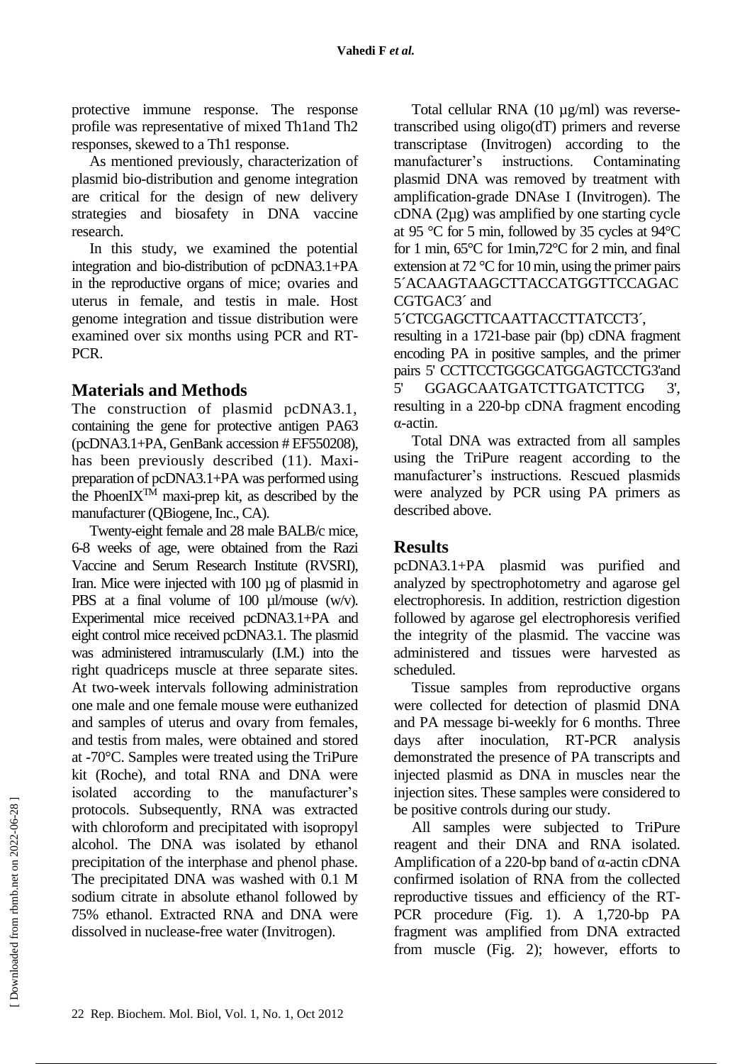protective immune response. The response profile was representative of mixed Th1and Th2 responses, skewed to a Th1 response.

As mentioned previously, characterization of plasmid bio-distribution and genome integration are critical for the design of new delivery strategies and biosafety in DNA vaccine research.

In this study, we examined the potential integration and bio-distribution of pcDNA3.1+PA in the reproductive organs of mice; ovaries and uterus in female, and testis in male. Host genome integration and tissue distribution were examined over six months using PCR and RT-PCR.

## Materials and Methods

The construction of plasmid pcDNA3.1, containing the gene for protective antigen PA63 (pcDNA3.1+PA, GenBank accession # EF550208), has been previously described (11). Maxi-preparation of pcDNA3.1+PA was performed using the PhoenIX$^{TM}$ maxi-prep kit, as described by the manufacturer (QBiogene, Inc., CA).

Twenty-eight female and 28 male BALB/c mice, 6-8 weeks of age, were obtained from the Razi Vaccine and Serum Research Institute (RVSRI), Iran. Mice were injected with 100 µg of plasmid in PBS at a final volume of 100 µl/mouse (w/v). Experimental mice received pcDNA3.1+PA and eight control mice received pcDNA3.1. The plasmid was administered intramuscularly (I.M.) into the right quadriceps muscle at three separate sites. At two-week intervals following administration one male and one female mouse were euthanized and samples of uterus and ovary from females, and testis from males, were obtained and stored at -70°C. Samples were treated using the TriPure kit (Roche), and total RNA and DNA were isolated according to the manufacturer's protocols. Subsequently, RNA was extracted with chloroform and precipitated with isopropyl alcohol. The DNA was isolated by ethanol precipitation of the interphase and phenol phase. The precipitated DNA was washed with 0.1 M sodium citrate in absolute ethanol followed by 75% ethanol. Extracted RNA and DNA were dissolved in nuclease-free water (Invitrogen).

Total cellular RNA (10 µg/ml) was reverse-transcribed using oligo(dT) primers and reverse transcriptase (Invitrogen) according to the manufacturer's instructions. Contaminating plasmid DNA was removed by treatment with amplification-grade DNAse I (Invitrogen). The cDNA (2µg) was amplified by one starting cycle at 95 °C for 5 min, followed by 35 cycles at 94°C for 1 min, 65°C for 1min,72°C for 2 min, and final extension at 72 °C for 10 min, using the primer pairs 5´ACAAGTAAGCTTACCATGGTTCCAGACCGTGAC3´ and 5´CTCGAGCTTCAATTACCTTATCCT3´, resulting in a 1721-base pair (bp) cDNA fragment encoding PA in positive samples, and the primer pairs 5' CCTTCCTGGGCATGGAGTCCTG3'and 5' GGAGCAATGATCTTGATCTTCG 3', resulting in a 220-bp cDNA fragment encoding α-actin.

Total DNA was extracted from all samples using the TriPure reagent according to the manufacturer's instructions. Rescued plasmids were analyzed by PCR using PA primers as described above.

## Results

pcDNA3.1+PA plasmid was purified and analyzed by spectrophotometry and agarose gel electrophoresis. In addition, restriction digestion followed by agarose gel electrophoresis verified the integrity of the plasmid. The vaccine was administered and tissues were harvested as scheduled.

Tissue samples from reproductive organs were collected for detection of plasmid DNA and PA message bi-weekly for 6 months. Three days after inoculation, RT-PCR analysis demonstrated the presence of PA transcripts and injected plasmid as DNA in muscles near the injection sites. These samples were considered to be positive controls during our study.

All samples were subjected to TriPure reagent and their DNA and RNA isolated. Amplification of a 220-bp band of α-actin cDNA confirmed isolation of RNA from the collected reproductive tissues and efficiency of the RT-PCR procedure (Fig. 1). A 1,720-bp PA fragment was amplified from DNA extracted from muscle (Fig. 2); however, efforts to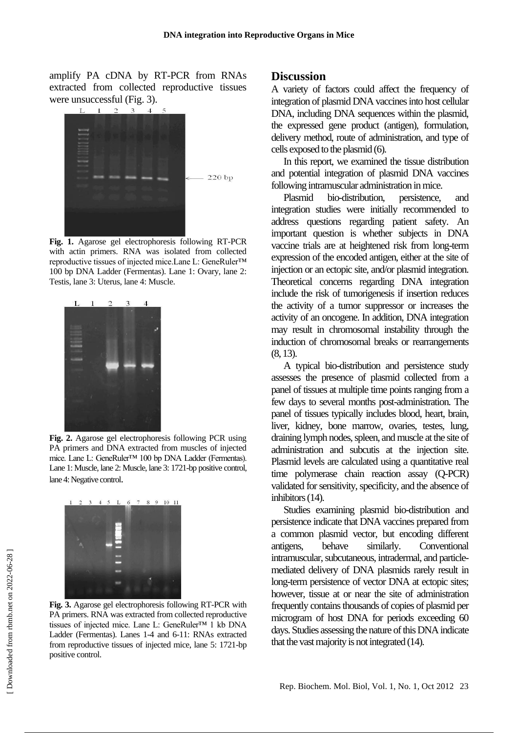amplify PA cDNA by RT-PCR from RNAs extracted from collected reproductive tissues were unsuccessful (Fig. 3).

**Fig. 1.** Agarose gel electrophoresis following RT-PCR with actin primers. RNA was isolated from collected reproductive tissues of injected mice.Lane L: GeneRuler™ 100 bp DNA Ladder (Fermentas). Lane 1: Ovary, lane 2: Testis, lane 3: Uterus, lane 4: Muscle.

**Fig. 2.** Agarose gel electrophoresis following PCR using PA primers and DNA extracted from muscles of injected mice. Lane L: GeneRuler™ 100 bp DNA Ladder (Fermentas). Lane 1: Muscle, lane 2: Muscle, lane 3: 1721-bp positive control, lane 4: Negative control.

**Fig. 3.** Agarose gel electrophoresis following RT-PCR with PA primers. RNA was extracted from collected reproductive tissues of injected mice. Lane L: GeneRuler™ 1 kb DNA Ladder (Fermentas). Lanes 1-4 and 6-11: RNAs extracted from reproductive tissues of injected mice, lane 5: 1721-bp positive control.

## Discussion

A variety of factors could affect the frequency of integration of plasmid DNA vaccines into host cellular DNA, including DNA sequences within the plasmid, the expressed gene product (antigen), formulation, delivery method, route of administration, and type of cells exposed to the plasmid (6).

In this report, we examined the tissue distribution and potential integration of plasmid DNA vaccines following intramuscular administration in mice.

Plasmid bio-distribution, persistence, and integration studies were initially recommended to address questions regarding patient safety. An important question is whether subjects in DNA vaccine trials are at heightened risk from long-term expression of the encoded antigen, either at the site of injection or an ectopic site, and/or plasmid integration. Theoretical concerns regarding DNA integration include the risk of tumorigenesis if insertion reduces the activity of a tumor suppressor or increases the activity of an oncogene. In addition, DNA integration may result in chromosomal instability through the induction of chromosomal breaks or rearrangements (8, 13).

A typical bio-distribution and persistence study assesses the presence of plasmid collected from a panel of tissues at multiple time points ranging from a few days to several months post-administration. The panel of tissues typically includes blood, heart, brain, liver, kidney, bone marrow, ovaries, testes, lung, draining lymph nodes, spleen, and muscle at the site of administration and subcutis at the injection site. Plasmid levels are calculated using a quantitative real time polymerase chain reaction assay (Q-PCR) validated for sensitivity, specificity, and the absence of inhibitors (14).

Studies examining plasmid bio-distribution and persistence indicate that DNA vaccines prepared from a common plasmid vector, but encoding different antigens, behave similarly. Conventional intramuscular, subcutaneous, intradermal, and particle-mediated delivery of DNA plasmids rarely result in long-term persistence of vector DNA at ectopic sites; however, tissue at or near the site of administration frequently contains thousands of copies of plasmid per microgram of host DNA for periods exceeding 60 days. Studies assessing the nature of this DNA indicate that the vast majority is not integrated (14).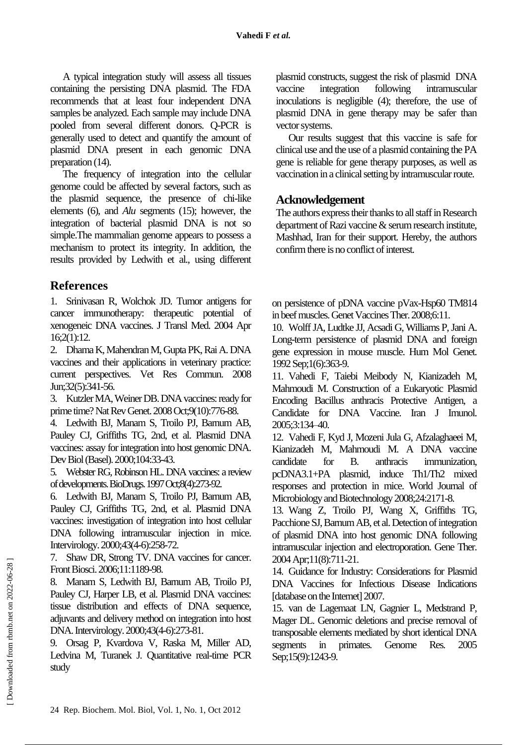A typical integration study will assess all tissues containing the persisting DNA plasmid. The FDA recommends that at least four independent DNA samples be analyzed. Each sample may include DNA pooled from several different donors. Q-PCR is generally used to detect and quantify the amount of plasmid DNA present in each genomic DNA preparation (14).

The frequency of integration into the cellular genome could be affected by several factors, such as the plasmid sequence, the presence of chi-like elements (6), and *Alu* segments (15); however, the integration of bacterial plasmid DNA is not so simple.The mammalian genome appears to possess a mechanism to protect its integrity. In addition, the results provided by Ledwith et al., using different plasmid constructs, suggest the risk of plasmid DNA vaccine integration following intramuscular inoculations is negligible (4); therefore, the use of plasmid DNA in gene therapy may be safer than vector systems.

Our results suggest that this vaccine is safe for clinical use and the use of a plasmid containing the PA gene is reliable for gene therapy purposes, as well as vaccination in a clinical setting by intramuscular route.

## Acknowledgement

The authors express their thanks to all staff in Research department of Razi vaccine & serum research institute, Mashhad, Iran for their support. Hereby, the authors confirm there is no conflict of interest.

## References

1. Srinivasan R, Wolchok JD. Tumor antigens for cancer immunotherapy: therapeutic potential of xenogeneic DNA vaccines. J Transl Med. 2004 Apr 16;2(1):12.
2. Dhama K, Mahendran M, Gupta PK, Rai A. DNA vaccines and their applications in veterinary practice: current perspectives. Vet Res Commun. 2008 Jun;32(5):341-56.
3. Kutzler MA, Weiner DB. DNA vaccines: ready for prime time? Nat Rev Genet. 2008 Oct;9(10):776-88.
4. Ledwith BJ, Manam S, Troilo PJ, Barnum AB, Pauley CJ, Griffiths TG, 2nd, et al. Plasmid DNA vaccines: assay for integration into host genomic DNA. Dev Biol (Basel). 2000;104:33-43.
5. Webster RG, Robinson HL. DNA vaccines: a review of developments. BioDrugs. 1997 Oct;8(4):273-92.
6. Ledwith BJ, Manam S, Troilo PJ, Barnum AB, Pauley CJ, Griffiths TG, 2nd, et al. Plasmid DNA vaccines: investigation of integration into host cellular DNA following intramuscular injection in mice. Intervirology. 2000;43(4-6):258-72.
7. Shaw DR, Strong TV. DNA vaccines for cancer. Front Biosci. 2006;11:1189-98.
8. Manam S, Ledwith BJ, Barnum AB, Troilo PJ, Pauley CJ, Harper LB, et al. Plasmid DNA vaccines: tissue distribution and effects of DNA sequence, adjuvants and delivery method on integration into host DNA. Intervirology. 2000;43(4-6):273-81.
9. Orsag P, Kvardova V, Raska M, Miller AD, Ledvina M, Turanek J. Quantitative real-time PCR study on persistence of pDNA vaccine pVax-Hsp60 TM814 in beef muscles. Genet Vaccines Ther. 2008;6:11.
10. Wolff JA, Ludtke JJ, Acsadi G, Williams P, Jani A. Long-term persistence of plasmid DNA and foreign gene expression in mouse muscle. Hum Mol Genet. 1992 Sep;1(6):363-9.
11. Vahedi F, Taiebi Meibody N, Kianizadeh M, Mahmoudi M. Construction of a Eukaryotic Plasmid Encoding Bacillus anthracis Protective Antigen, a Candidate for DNA Vaccine. Iran J Imunol. 2005;3:134–40.
12. Vahedi F, Kyd J, Mozeni Jula G, Afzalaghaeei M, Kianizadeh M, Mahmoudi M. A DNA vaccine candidate for B. anthracis immunization, pcDNA3.1+PA plasmid, induce Th1/Th2 mixed responses and protection in mice. World Journal of Microbiology and Biotechnology 2008;24:2171-8.
13. Wang Z, Troilo PJ, Wang X, Griffiths TG, Pacchione SJ, Barnum AB, et al. Detection of integration of plasmid DNA into host genomic DNA following intramuscular injection and electroporation. Gene Ther. 2004 Apr;11(8):711-21.
14. Guidance for Industry: Considerations for Plasmid DNA Vaccines for Infectious Disease Indications [database on the Internet] 2007.
15. van de Lagemaat LN, Gagnier L, Medstrand P, Mager DL. Genomic deletions and precise removal of transposable elements mediated by short identical DNA segments in primates. Genome Res. 2005 Sep;15(9):1243-9.